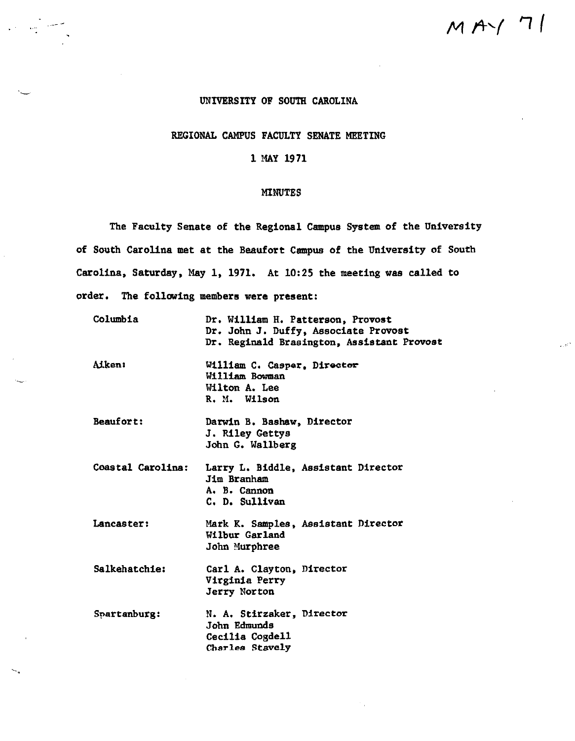MAY 71

# UNIVERSITY OF SOUTH CAROLINA

## REGIONAL CAMPUS FACULTY SENATE MEETING

### 1 MAY 1971

### MINUTES

The Faculty Senate of the Regional Campus System of the University of South Carolina met at the Beaufort Campus of the University of South Carolina, Saturday, May 1, 1971. At 10:25 the meeting was called to order. The following members were present:

| | |
|---|---|
| Columbia | Dr. William H. Patterson, Provost<br>Dr. John J. Duffy, Associate Provost<br>Dr. Reginald Brasington, Assistant Provost |
| Aiken: | William C. Casper, Director<br>William Bowman<br>Wilton A. Lee<br>R. M. Wilson |
| Beaufort: | Darwin B. Bashaw, Director<br>J. Riley Gettys<br>John G. Wallberg |
| Coastal Carolina: | Larry L. Biddle, Assistant Director<br>Jim Branham<br>A. B. Cannon<br>C. D. Sullivan |
| Lancaster: | Mark K. Samples, Assistant Director<br>Wilbur Garland<br>John Murphree |
| Salkehatchie: | Carl A. Clayton, Director<br>Virginia Perry<br>Jerry Norton |
| Spartanburg: | N. A. Stirzaker, Director<br>John Edmunds<br>Cecilia Cogdell<br>Charles Stavely |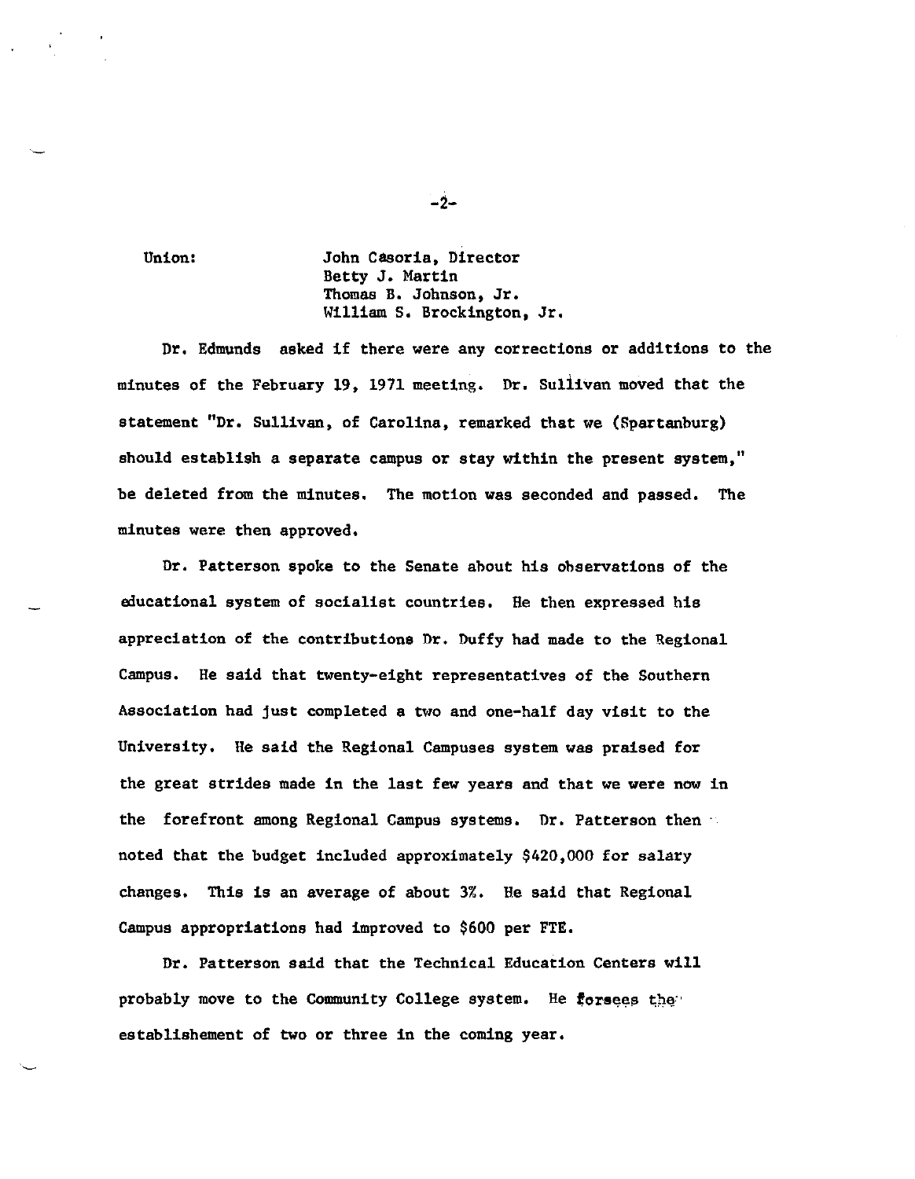Union: John Casoria, Director
Betty J. Martin
Thomas B. Johnson, Jr.
William S. Brockington, Jr.

Dr. Edmunds asked if there were any corrections or additions to the minutes of the February 19, 1971 meeting. Dr. Sullivan moved that the statement "Dr. Sullivan, of Carolina, remarked that we (Spartanburg) should establish a separate campus or stay within the present system," be deleted from the minutes. The motion was seconded and passed. The minutes were then approved.

Dr. Patterson spoke to the Senate about his observations of the educational system of socialist countries. He then expressed his appreciation of the contributions Dr. Duffy had made to the Regional Campus. He said that twenty-eight representatives of the Southern Association had just completed a two and one-half day visit to the University. He said the Regional Campuses system was praised for the great strides made in the last few years and that we were now in the forefront among Regional Campus systems. Dr. Patterson then noted that the budget included approximately $420,000 for salary changes. This is an average of about 3%. He said that Regional Campus appropriations had improved to $600 per FTE.

Dr. Patterson said that the Technical Education Centers will probably move to the Community College system. He forsees the establishement of two or three in the coming year.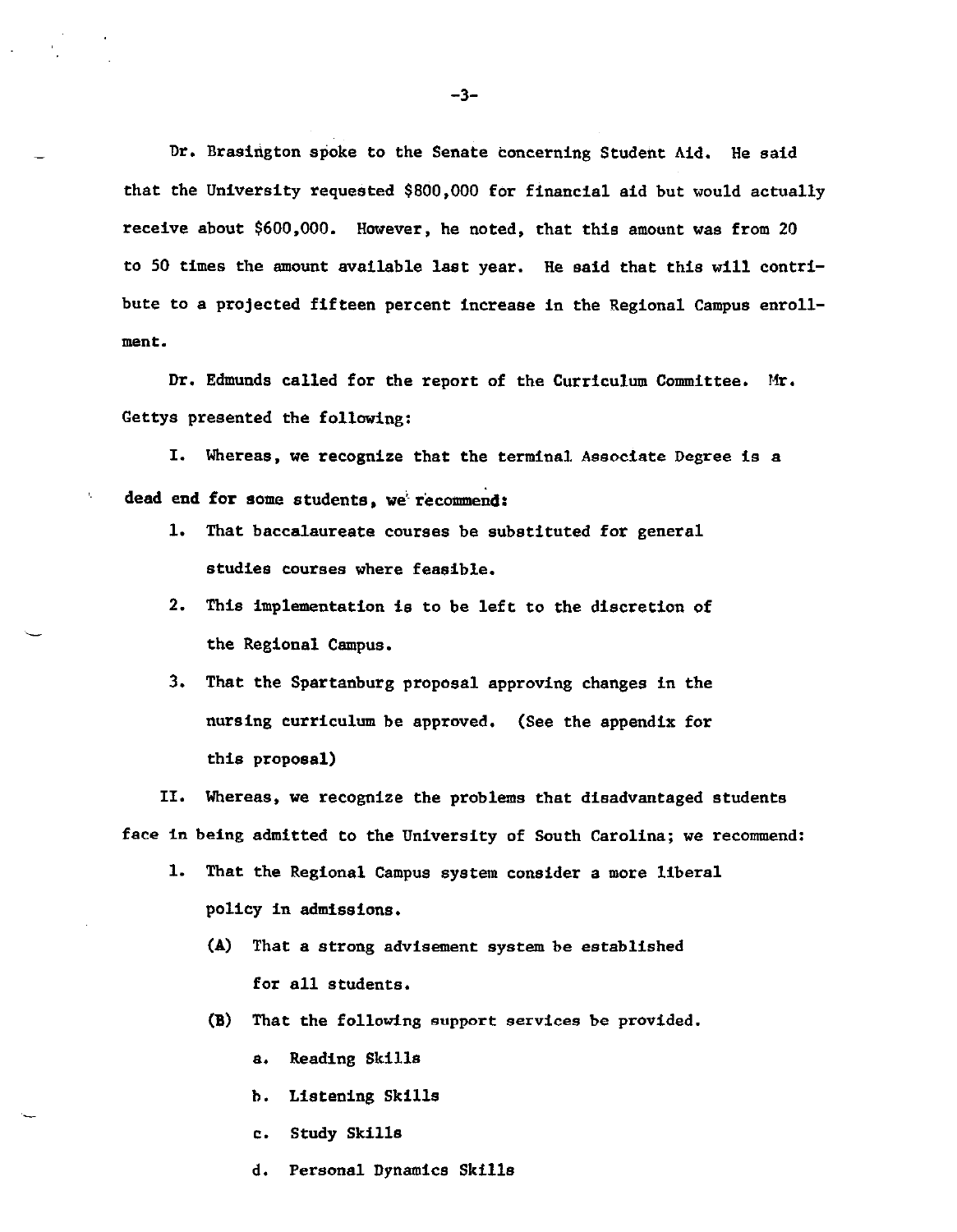Dr. Brasington spoke to the Senate concerning Student Aid. He said that the University requested $800,000 for financial aid but would actually receive about $600,000. However, he noted, that this amount was from 20 to 50 times the amount available last year. He said that this will contribute to a projected fifteen percent increase in the Regional Campus enrollment.

Dr. Edmunds called for the report of the Curriculum Committee. Mr. Gettys presented the following:

I. Whereas, we recognize that the terminal Associate Degree is a dead end for some students, we recommend:

1. That baccalaureate courses be substituted for general studies courses where feasible.
2. This implementation is to be left to the discretion of the Regional Campus.
3. That the Spartanburg proposal approving changes in the nursing curriculum be approved. (See the appendix for this proposal)

II. Whereas, we recognize the problems that disadvantaged students face in being admitted to the University of South Carolina; we recommend:

1. That the Regional Campus system consider a more liberal policy in admissions.
   - (A) That a strong advisement system be established for all students.
   - (B) That the following support services be provided.
     - a. Reading Skills
     - b. Listening Skills
     - c. Study Skills
     - d. Personal Dynamics Skills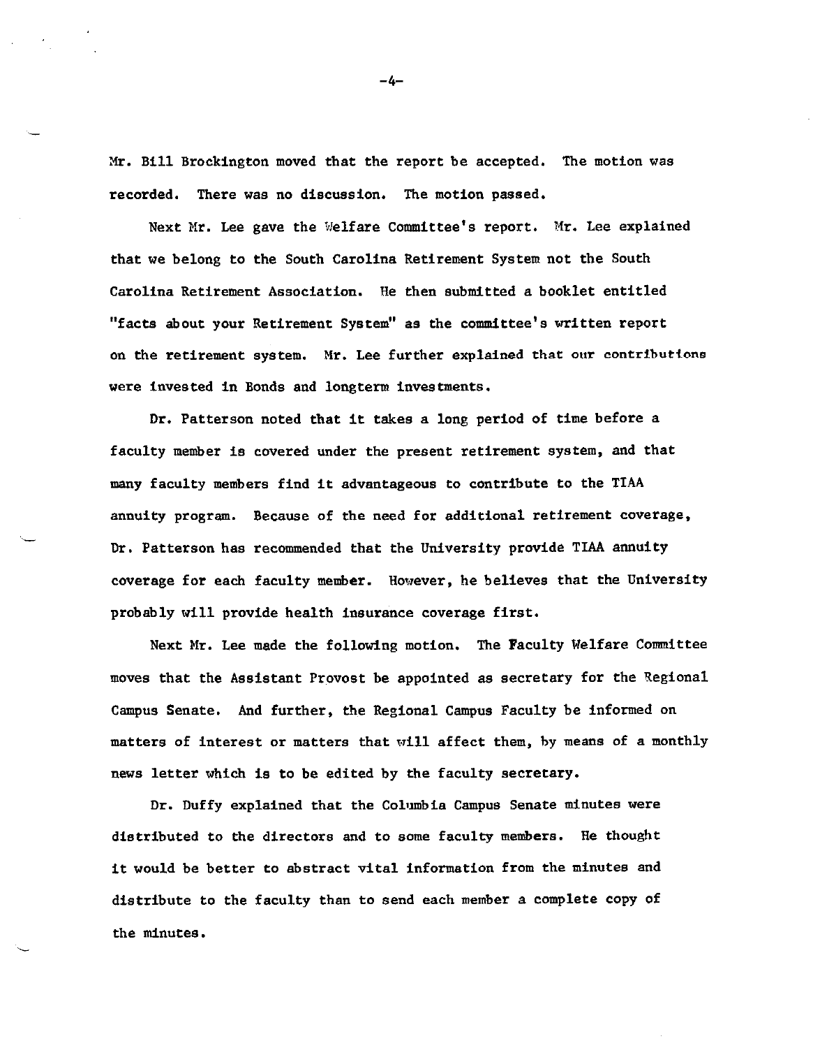Mr. Bill Brockington moved that the report be accepted. The motion was recorded. There was no discussion. The motion passed.

Next Mr. Lee gave the Welfare Committee's report. Mr. Lee explained that we belong to the South Carolina Retirement System not the South Carolina Retirement Association. He then submitted a booklet entitled "facts about your Retirement System" as the committee's written report on the retirement system. Mr. Lee further explained that our contributions were invested in Bonds and longterm investments.

Dr. Patterson noted that it takes a long period of time before a faculty member is covered under the present retirement system, and that many faculty members find it advantageous to contribute to the TIAA annuity program. Because of the need for additional retirement coverage, Dr. Patterson has recommended that the University provide TIAA annuity coverage for each faculty member. However, he believes that the University probably will provide health insurance coverage first.

Next Mr. Lee made the following motion. The Faculty Welfare Committee moves that the Assistant Provost be appointed as secretary for the Regional Campus Senate. And further, the Regional Campus Faculty be informed on matters of interest or matters that will affect them, by means of a monthly news letter which is to be edited by the faculty secretary.

Dr. Duffy explained that the Columbia Campus Senate minutes were distributed to the directors and to some faculty members. He thought it would be better to abstract vital information from the minutes and distribute to the faculty than to send each member a complete copy of the minutes.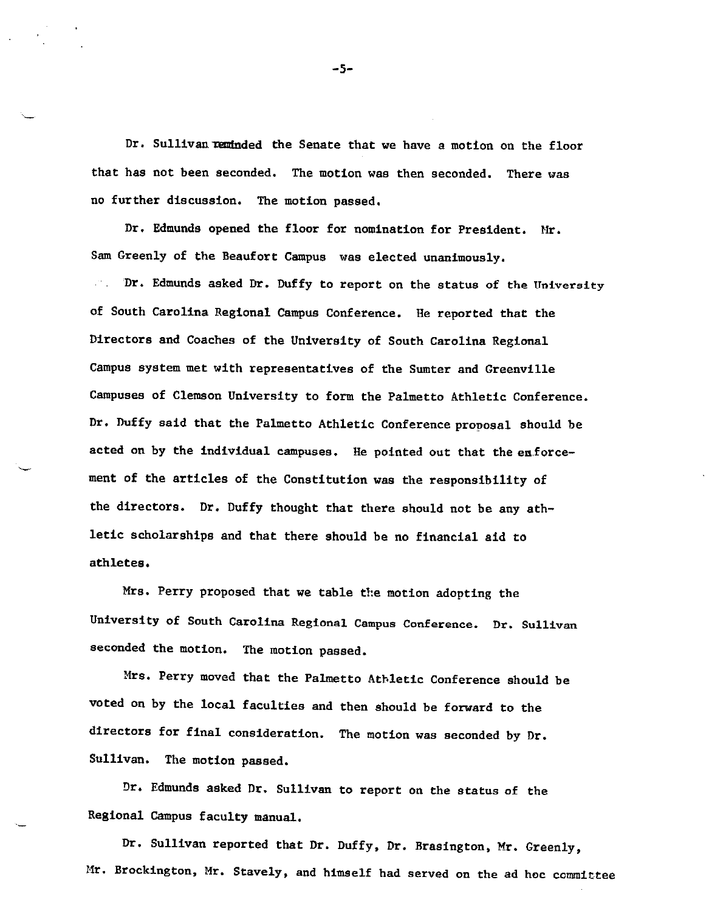Dr. Sullivan reminded the Senate that we have a motion on the floor that has not been seconded. The motion was then seconded. There was no further discussion. The motion passed.

Dr. Edmunds opened the floor for nomination for President. Mr. Sam Greenly of the Beaufort Campus was elected unanimously.

Dr. Edmunds asked Dr. Duffy to report on the status of the University of South Carolina Regional Campus Conference. He reported that the Directors and Coaches of the University of South Carolina Regional Campus system met with representatives of the Sumter and Greenville Campuses of Clemson University to form the Palmetto Athletic Conference. Dr. Duffy said that the Palmetto Athletic Conference proposal should be acted on by the individual campuses. He pointed out that the enforcement of the articles of the Constitution was the responsibility of the directors. Dr. Duffy thought that there should not be any athletic scholarships and that there should be no financial aid to athletes.

Mrs. Perry proposed that we table the motion adopting the University of South Carolina Regional Campus Conference. Dr. Sullivan seconded the motion. The motion passed.

Mrs. Perry moved that the Palmetto Athletic Conference should be voted on by the local faculties and then should be forward to the directors for final consideration. The motion was seconded by Dr. Sullivan. The motion passed.

Dr. Edmunds asked Dr. Sullivan to report on the status of the Regional Campus faculty manual.

Dr. Sullivan reported that Dr. Duffy, Dr. Brasington, Mr. Greenly, Mr. Brockington, Mr. Stavely, and himself had served on the ad hoc committee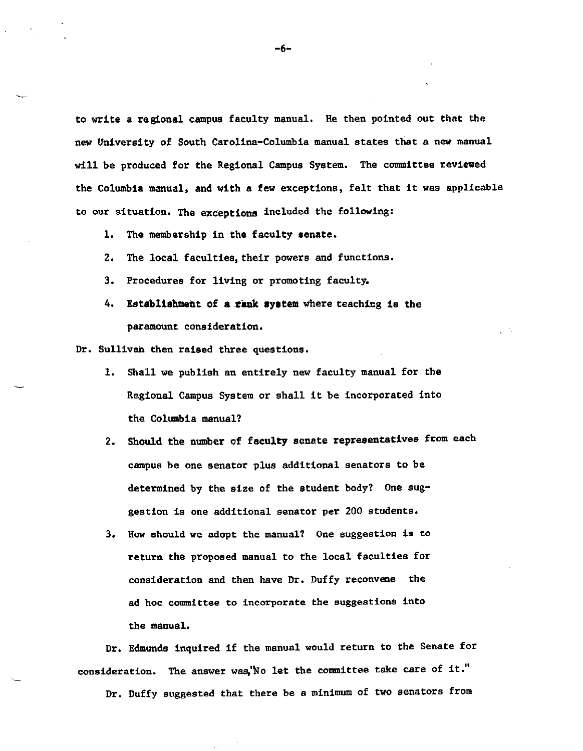to write a regional campus faculty manual. He then pointed out that the new University of South Carolina-Columbia manual states that a new manual will be produced for the Regional Campus System. The committee reviewed the Columbia manual, and with a few exceptions, felt that it was applicable to our situation. The exceptions included the following:

1. The membership in the faculty senate.
2. The local faculties, their powers and functions.
3. Procedures for living or promoting faculty.
4. **Establishment of a rank system** where teaching is the paramount consideration.

Dr. Sullivan then raised three questions.

1. Shall we publish an entirely new faculty manual for the Regional Campus System or shall it be incorporated into the Columbia manual?
2. **Should the number of faculty senate representatives** from each campus be one senator plus additional senators to be determined by the size of the student body? One suggestion is one additional senator per 200 students.
3. How should we adopt the manual? One suggestion is to return the proposed manual to the local faculties for consideration and then have Dr. Duffy reconvene the ad hoc committee to incorporate the suggestions into the manual.

Dr. Edmunds inquired if the manual would return to the Senate for consideration. The answer was,"No let the committee take care of it."

Dr. Duffy suggested that there be a minimum of two senators from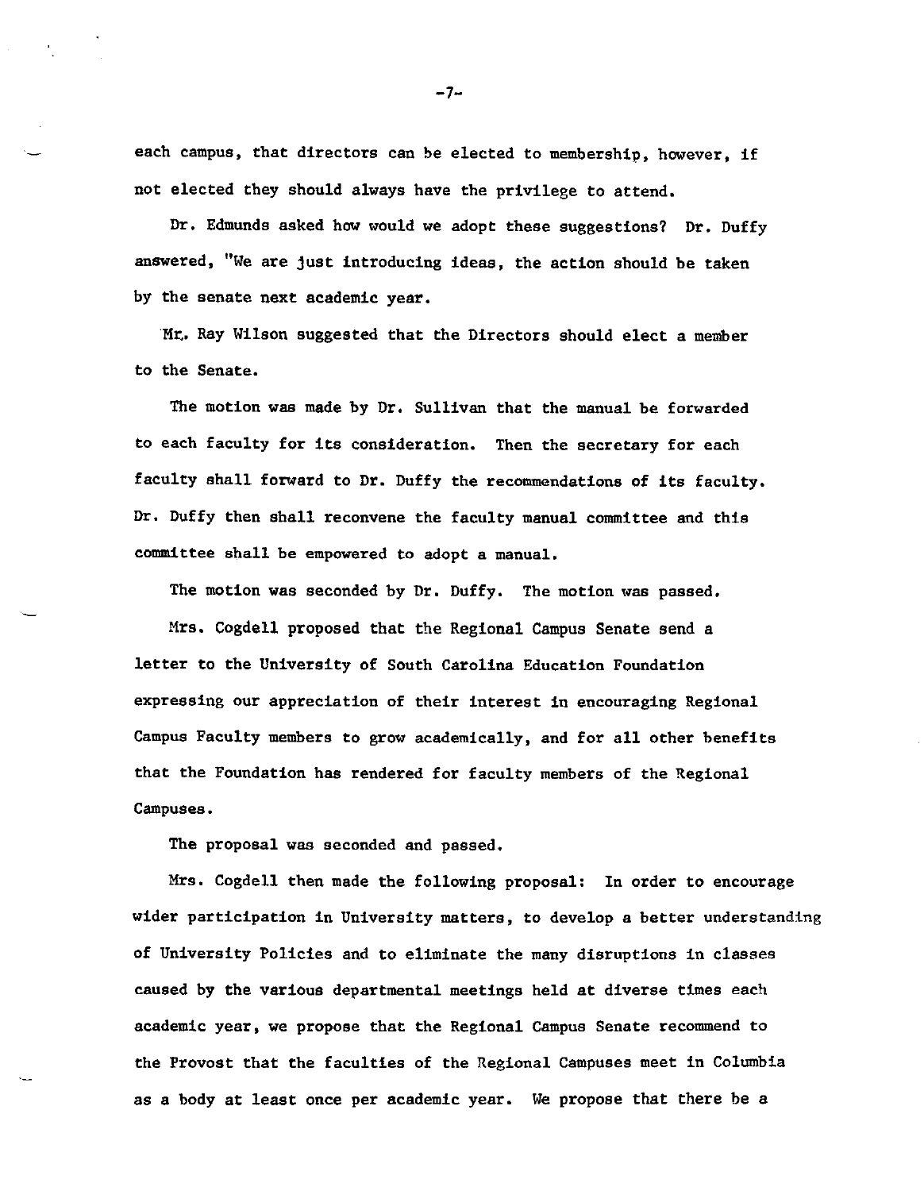each campus, that directors can be elected to membership, however, if not elected they should always have the privilege to attend.

Dr. Edmunds asked how would we adopt these suggestions? Dr. Duffy answered, "We are just introducing ideas, the action should be taken by the senate next academic year.

Mr. Ray Wilson suggested that the Directors should elect a member to the Senate.

The motion was made by Dr. Sullivan that the manual be forwarded to each faculty for its consideration. Then the secretary for each faculty shall forward to Dr. Duffy the recommendations of its faculty. Dr. Duffy then shall reconvene the faculty manual committee and this committee shall be empowered to adopt a manual.

The motion was seconded by Dr. Duffy. The motion was passed.

Mrs. Cogdell proposed that the Regional Campus Senate send a letter to the University of South Carolina Education Foundation expressing our appreciation of their interest in encouraging Regional Campus Faculty members to grow academically, and for all other benefits that the Foundation has rendered for faculty members of the Regional Campuses.

The proposal was seconded and passed.

Mrs. Cogdell then made the following proposal: In order to encourage wider participation in University matters, to develop a better understanding of University Policies and to eliminate the many disruptions in classes caused by the various departmental meetings held at diverse times each academic year, we propose that the Regional Campus Senate recommend to the Provost that the faculties of the Regional Campuses meet in Columbia as a body at least once per academic year. We propose that there be a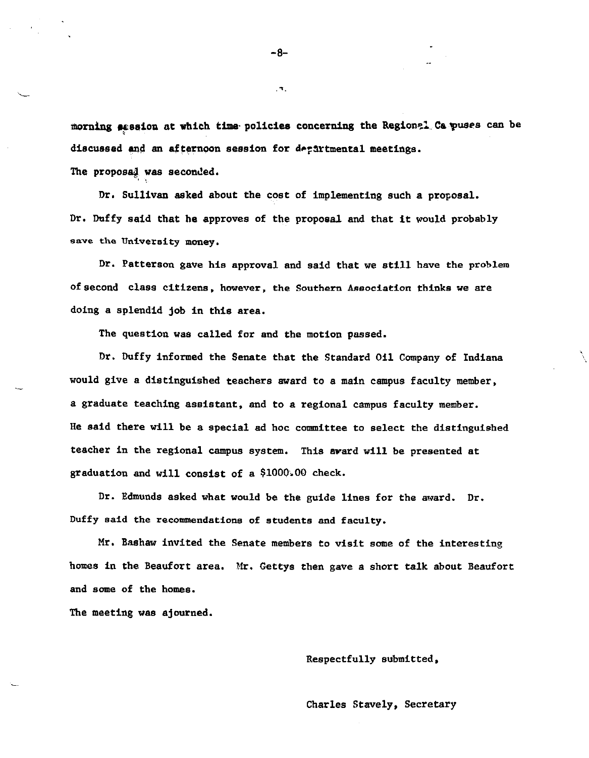morning session at which time policies concerning the Regional Campuses can be discussed and an afternoon session for departmental meetings.
The proposal was seconded.

Dr. Sullivan asked about the cost of implementing such a proposal. Dr. Duffy said that he approves of the proposal and that it would probably save the University money.

Dr. Patterson gave his approval and said that we still have the problem of second class citizens, however, the Southern Association thinks we are doing a splendid job in this area.

The question was called for and the motion passed.

Dr. Duffy informed the Senate that the Standard Oil Company of Indiana would give a distinguished teachers award to a main campus faculty member, a graduate teaching assistant, and to a regional campus faculty member. He said there will be a special ad hoc committee to select the distinguished teacher in the regional campus system. This award will be presented at graduation and will consist of a $1000.00 check.

Dr. Edmunds asked what would be the guide lines for the award. Dr. Duffy said the recommendations of students and faculty.

Mr. Bashaw invited the Senate members to visit some of the interesting homes in the Beaufort area. Mr. Gettys then gave a short talk about Beaufort and some of the homes.

The meeting was ajourned.

Respectfully submitted,

Charles Stavely, Secretary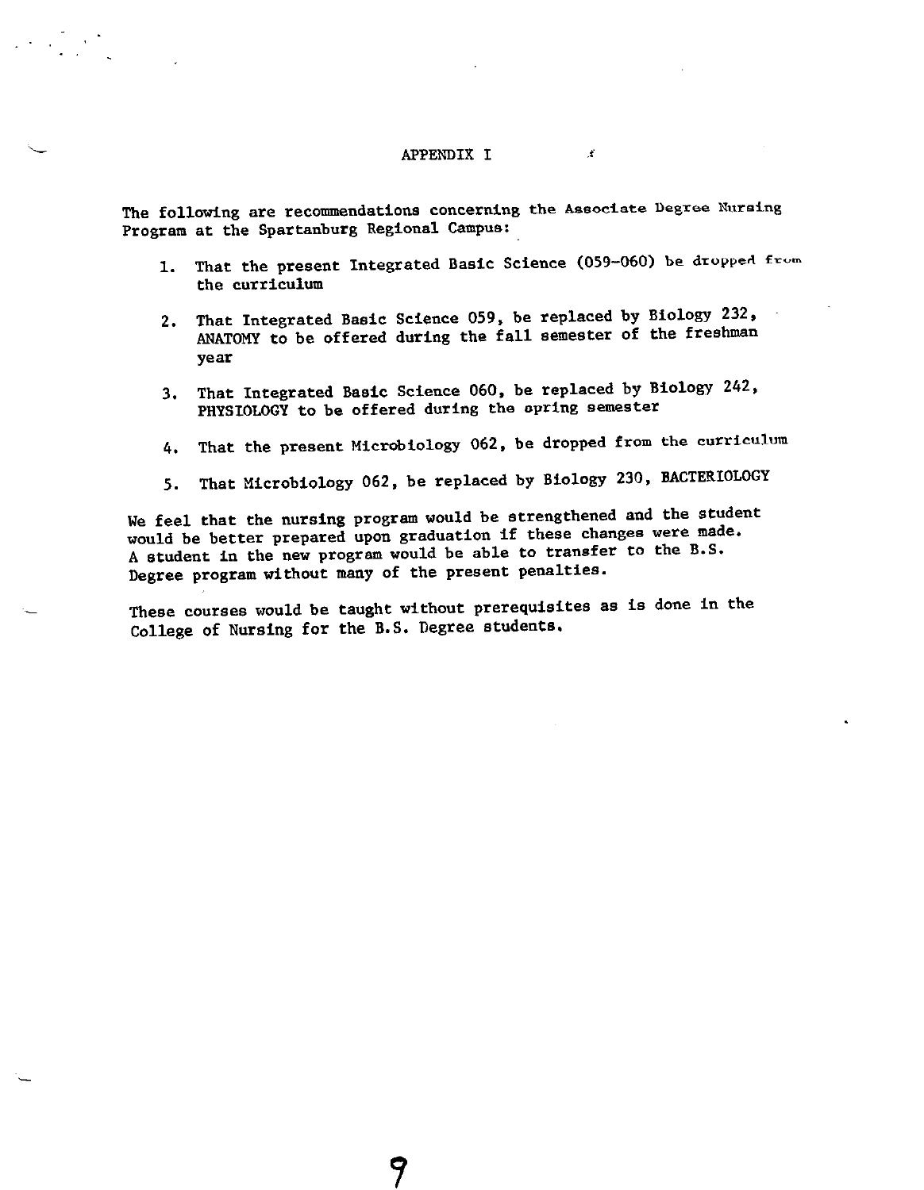# APPENDIX I

The following are recommendations concerning the Associate Degree Nursing Program at the Spartanburg Regional Campus:

1. That the present Integrated Basic Science (059-060) be dropped from the curriculum

2. That Integrated Basic Science 059, be replaced by Biology 232, ANATOMY to be offered during the fall semester of the freshman year

3. That Integrated Basic Science 060, be replaced by Biology 242, PHYSIOLOGY to be offered during the spring semester

4. That the present Microbiology 062, be dropped from the curriculum

5. That Microbiology 062, be replaced by Biology 230, BACTERIOLOGY

We feel that the nursing program would be strengthened and the student would be better prepared upon graduation if these changes were made. A student in the new program would be able to transfer to the B.S. Degree program without many of the present penalties.

These courses would be taught without prerequisites as is done in the College of Nursing for the B.S. Degree students.